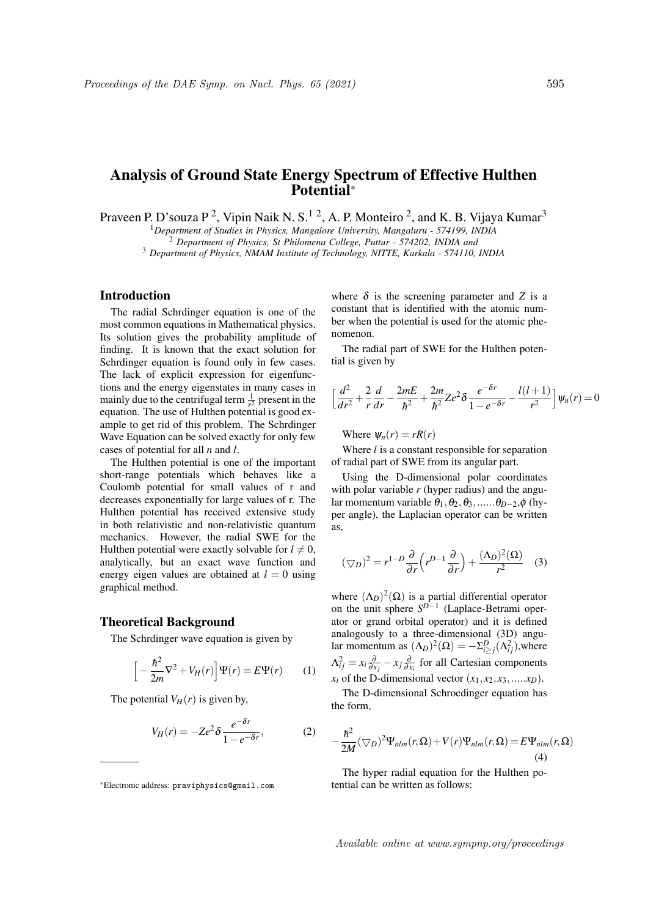# Analysis of Ground State Energy Spectrum of Effective Hulthen Potential*

Praveen P. D'souza P [2], Vipin Naik N. S.[1 2], A. P. Monteiro [2], and K. B. Vijaya Kumar[3]

[1] *Department of Studies in Physics, Mangalore University, Mangaluru - 574199, INDIA*
[2] *Department of Physics, St Philomena College, Puttur - 574202, INDIA and*
[3] *Department of Physics, NMAM Institute of Technology, NITTE, Karkala - 574110, INDIA*

## Introduction

The radial Schrdinger equation is one of the most common equations in Mathematical physics. Its solution gives the probability amplitude of finding. It is known that the exact solution for Schrdinger equation is found only in few cases. The lack of explicit expression for eigenfunctions and the energy eigenstates in many cases in mainly due to the centrifugal term $\frac{1}{r^2}$ present in the equation. The use of Hulthen potential is good example to get rid of this problem. The Schrdinger Wave Equation can be solved exactly for only few cases of potential for all *n* and *l*.

The Hulthen potential is one of the important short-range potentials which behaves like a Coulomb potential for small values of r and decreases exponentially for larger values of r. The Hulthen potential has received extensive study in both relativistic and non-relativistic quantum mechanics. However, the radial SWE for the Hulthen potential were exactly solvable for $l \neq 0$, analytically, but an exact wave function and energy eigen values are obtained at $l = 0$ using graphical method.

## Theoretical Background

The Schrdinger wave equation is given by

$$\Big[-\frac{\hbar^2}{2m}\nabla^2 + V_H(r)\Big]\Psi(r) = E\Psi(r) \qquad (1)$$

The potential $V_H(r)$ is given by,

$$V_H(r) = -Ze^2\delta\frac{e^{-\delta r}}{1-e^{-\delta r}}, \qquad (2)$$

where $\delta$ is the screening parameter and $Z$ is a constant that is identified with the atomic number when the potential is used for the atomic phenomenon.

The radial part of SWE for the Hulthen potential is given by

$$\Big[\frac{d^2}{dr^2} + \frac{2}{r}\frac{d}{dr} - \frac{2mE}{\hbar^2} + \frac{2m}{\hbar^2}Ze^2\delta\frac{e^{-\delta r}}{1-e^{-\delta r}} - \frac{l(l+1)}{r^2}\Big]\psi_n(r) = 0$$

Where $\psi_n(r) = rR(r)$

Where $l$ is a constant responsible for separation of radial part of SWE from its angular part.

Using the D-dimensional polar coordinates with polar variable $r$ (hyper radius) and the angular momentum variable $\theta_1, \theta_2, \theta_3, ......\theta_{D-2}, \phi$ (hyper angle), the Laplacian operator can be written as,

$$(\bigtriangledown_D)^2 = r^{1-D}\frac{\partial}{\partial r}\Big(r^{D-1}\frac{\partial}{\partial r}\Big) + \frac{(\Lambda_D)^2(\Omega)}{r^2} \qquad (3)$$

where $(\Lambda_D)^2(\Omega)$ is a partial differential operator on the unit sphere $S^{D-1}$ (Laplace-Betrami operator or grand orbital operator) and it is defined analogously to a three-dimensional (3D) angular momentum as $(\Lambda_D)^2(\Omega) = -\Sigma_{i\geq j}^{D}(\Lambda_{ij}^2)$,where $\Lambda_{ij}^2 = x_i\frac{\partial}{\partial x_j} - x_j\frac{\partial}{\partial x_i}$ for all Cartesian components $x_i$ of the D-dimensional vector $(x_1, x_2, x_3, .....x_D)$.

The D-dimensional Schroedinger equation has the form,

$$-\frac{\hbar^2}{2M}(\bigtriangledown_D)^2\Psi_{nlm}(r,\Omega) + V(r)\Psi_{nlm}(r,\Omega) = E\Psi_{nlm}(r,\Omega) \qquad (4)$$

The hyper radial equation for the Hulthen potential can be written as follows:

*Electronic address: praviphysics@gmail.com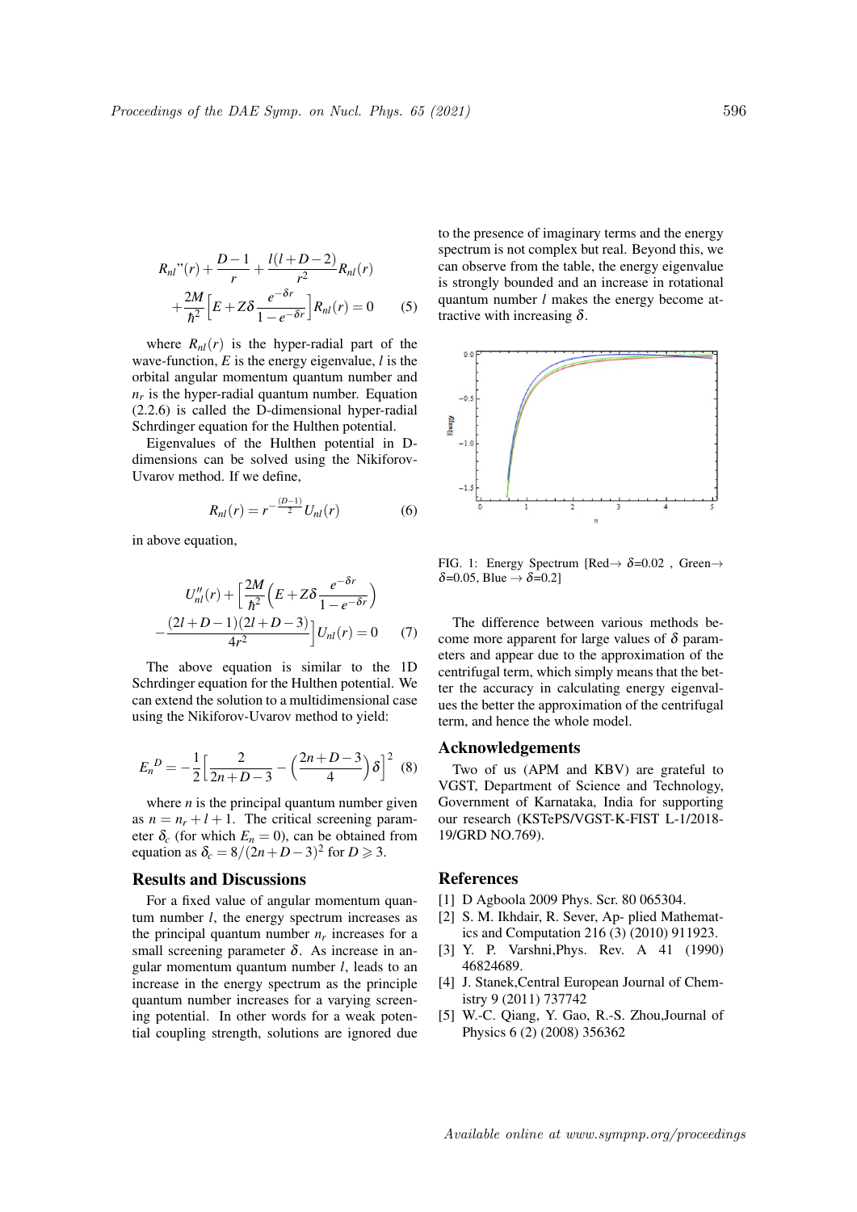$$R_{nl}"(r) + \frac{D-1}{r} + \frac{l(l+D-2)}{r^2}R_{nl}(r)$$
$$+\frac{2M}{\hbar^2}\Big[E + Z\delta\frac{e^{-\delta r}}{1-e^{-\delta r}}\Big]R_{nl}(r) = 0 \qquad (5)$$

where $R_{nl}(r)$ is the hyper-radial part of the wave-function, $E$ is the energy eigenvalue, $l$ is the orbital angular momentum quantum number and $n_r$ is the hyper-radial quantum number. Equation (2.2.6) is called the D-dimensional hyper-radial Schrdinger equation for the Hulthen potential.

Eigenvalues of the Hulthen potential in D-dimensions can be solved using the Nikiforov-Uvarov method. If we define,

$$R_{nl}(r) = r^{-\frac{(D-1)}{2}}U_{nl}(r) \qquad (6)$$

in above equation,

$$U''_{nl}(r) + \Big[\frac{2M}{\hbar^2}\Big(E + Z\delta\frac{e^{-\delta r}}{1-e^{-\delta r}}\Big)$$
$$-\frac{(2l+D-1)(2l+D-3)}{4r^2}\Big]U_{nl}(r) = 0 \qquad (7)$$

The above equation is similar to the 1D Schrdinger equation for the Hulthen potential. We can extend the solution to a multidimensional case using the Nikiforov-Uvarov method to yield:

$$E_n{}^D = -\frac{1}{2}\Big[\frac{2}{2n+D-3} - \Big(\frac{2n+D-3}{4}\Big)\delta\Big]^2 \quad (8)$$

where $n$ is the principal quantum number given as $n = n_r + l + 1$. The critical screening parameter $\delta_c$ (for which $E_n = 0$), can be obtained from equation as $\delta_c = 8/(2n+D-3)^2$ for $D \geqslant 3$.

## Results and Discussions

For a fixed value of angular momentum quantum number $l$, the energy spectrum increases as the principal quantum number $n_r$ increases for a small screening parameter $\delta$. As increase in angular momentum quantum number $l$, leads to an increase in the energy spectrum as the principle quantum number increases for a varying screening potential. In other words for a weak potential coupling strength, solutions are ignored due to the presence of imaginary terms and the energy spectrum is not complex but real. Beyond this, we can observe from the table, the energy eigenvalue is strongly bounded and an increase in rotational quantum number $l$ makes the energy become attractive with increasing $\delta$.

Energy
0.0
−0.5
−1.0
−1.5
0 1 2 3 4 5
n

FIG. 1: Energy Spectrum [Red→ $\delta$=0.02 , Green→ $\delta$=0.05, Blue → $\delta$=0.2]

The difference between various methods become more apparent for large values of $\delta$ parameters and appear due to the approximation of the centrifugal term, which simply means that the better the accuracy in calculating energy eigenvalues the better the approximation of the centrifugal term, and hence the whole model.

## Acknowledgements

Two of us (APM and KBV) are grateful to VGST, Department of Science and Technology, Government of Karnataka, India for supporting our research (KSTePS/VGST-K-FIST L-1/2018-19/GRD NO.769).

## References

[1] D Agboola 2009 Phys. Scr. 80 065304.

[2] S. M. Ikhdair, R. Sever, Ap- plied Mathematics and Computation 216 (3) (2010) 911923.

[3] Y. P. Varshni,Phys. Rev. A 41 (1990) 46824689.

[4] J. Stanek,Central European Journal of Chemistry 9 (2011) 737742

[5] W.-C. Qiang, Y. Gao, R.-S. Zhou,Journal of Physics 6 (2) (2008) 356362